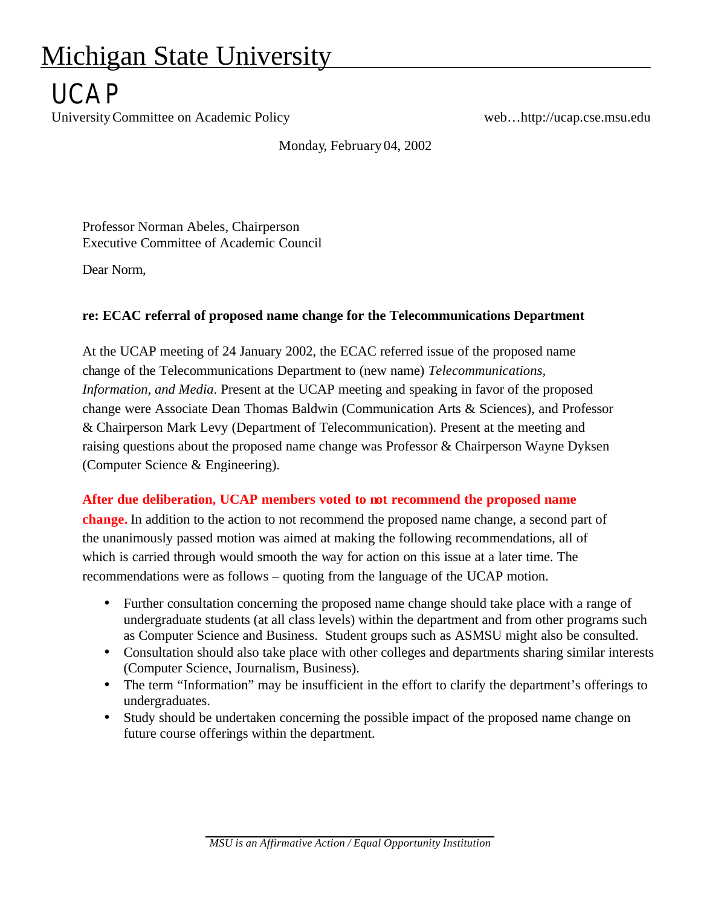# Michigan State University

## UCAP

University Committee on Academic Policy web…http://ucap.cse.msu.edu

Monday, February 04, 2002

Professor Norman Abeles, Chairperson
Executive Committee of Academic Council

Dear Norm,

**re: ECAC referral of proposed name change for the Telecommunications Department**

At the UCAP meeting of 24 January 2002, the ECAC referred issue of the proposed name change of the Telecommunications Department to (new name) *Telecommunications, Information, and Media*. Present at the UCAP meeting and speaking in favor of the proposed change were Associate Dean Thomas Baldwin (Communication Arts & Sciences), and Professor & Chairperson Mark Levy (Department of Telecommunication). Present at the meeting and raising questions about the proposed name change was Professor & Chairperson Wayne Dyksen (Computer Science & Engineering).

**After due deliberation, UCAP members voted to not recommend the proposed name change.** In addition to the action to not recommend the proposed name change, a second part of the unanimously passed motion was aimed at making the following recommendations, all of which is carried through would smooth the way for action on this issue at a later time. The recommendations were as follows – quoting from the language of the UCAP motion.

- Further consultation concerning the proposed name change should take place with a range of undergraduate students (at all class levels) within the department and from other programs such as Computer Science and Business. Student groups such as ASMSU might also be consulted.
- Consultation should also take place with other colleges and departments sharing similar interests (Computer Science, Journalism, Business).
- The term "Information" may be insufficient in the effort to clarify the department's offerings to undergraduates.
- Study should be undertaken concerning the possible impact of the proposed name change on future course offerings within the department.

*MSU is an Affirmative Action / Equal Opportunity Institution*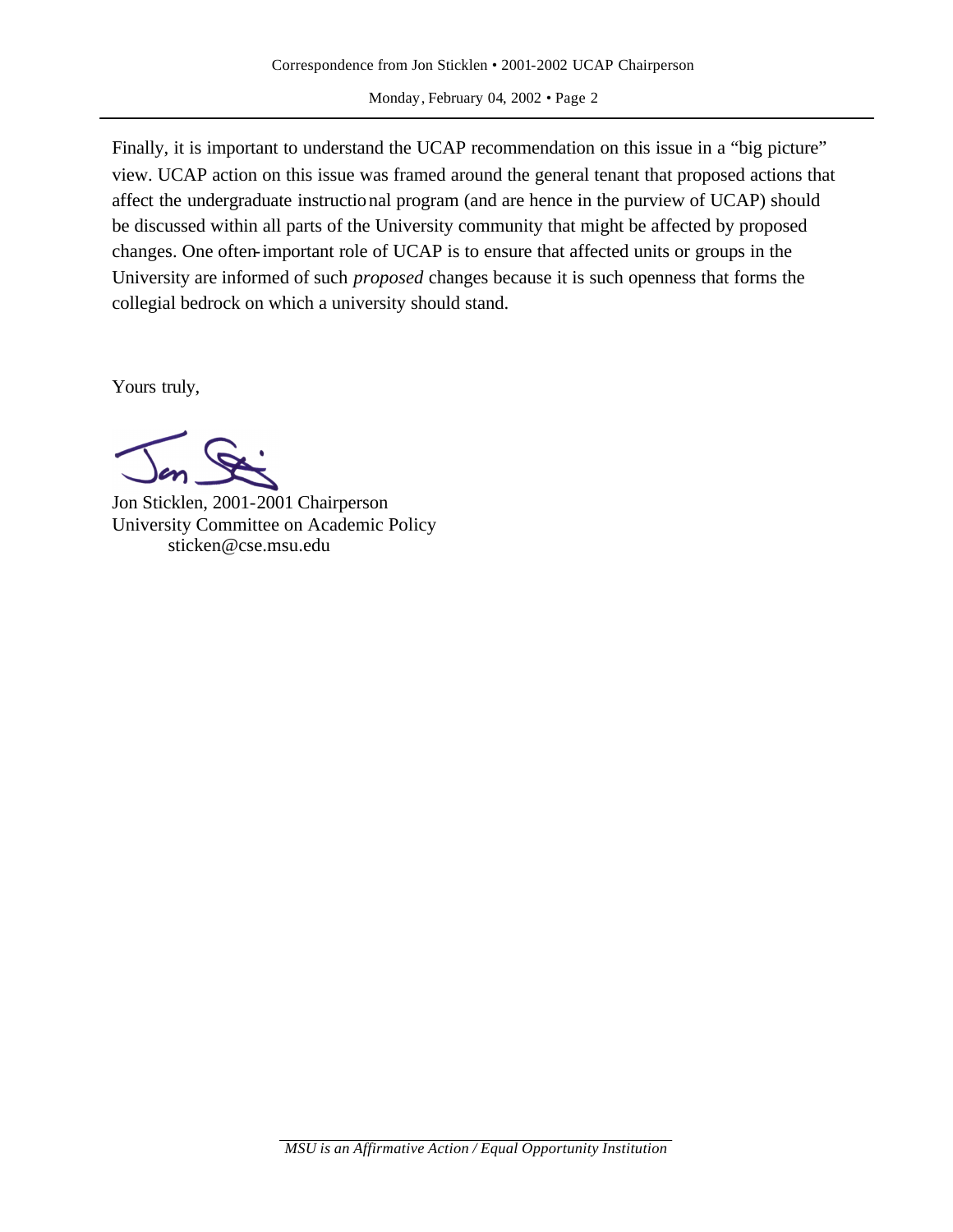Finally, it is important to understand the UCAP recommendation on this issue in a "big picture" view. UCAP action on this issue was framed around the general tenant that proposed actions that affect the undergraduate instructional program (and are hence in the purview of UCAP) should be discussed within all parts of the University community that might be affected by proposed changes. One often-important role of UCAP is to ensure that affected units or groups in the University are informed of such *proposed* changes because it is such openness that forms the collegial bedrock on which a university should stand.

Yours truly,

Jon Sticklen, 2001-2001 Chairperson
University Committee on Academic Policy
sticken@cse.msu.edu

*MSU is an Affirmative Action / Equal Opportunity Institution*